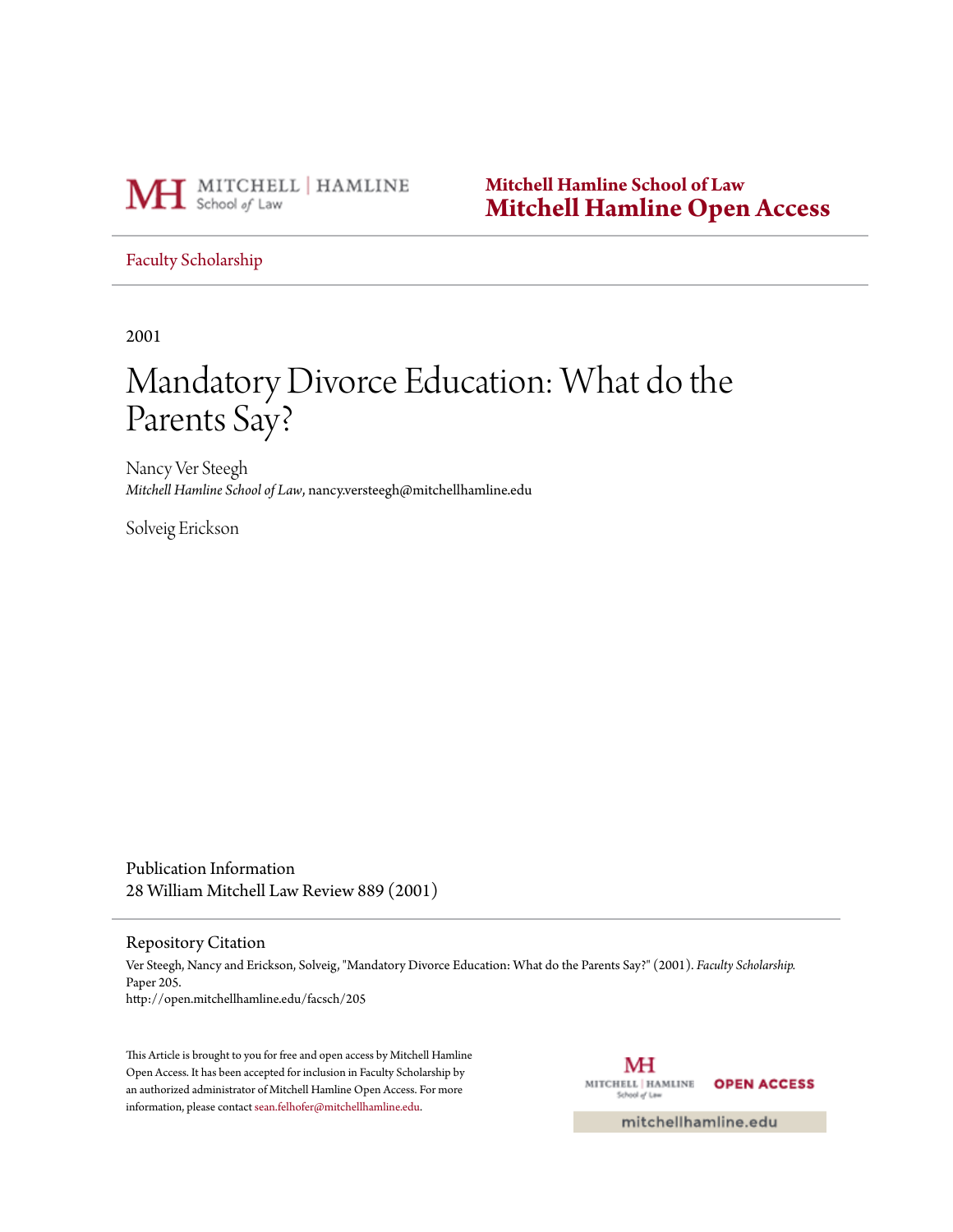Mitchell Hamline School of Law
**Mitchell Hamline Open Access**

Faculty Scholarship

2001

# Mandatory Divorce Education: What do the Parents Say?

Nancy Ver Steegh
*Mitchell Hamline School of Law*, nancy.versteegh@mitchellhamline.edu

Solveig Erickson

Publication Information
28 William Mitchell Law Review 889 (2001)

Repository Citation
Ver Steegh, Nancy and Erickson, Solveig, "Mandatory Divorce Education: What do the Parents Say?" (2001). *Faculty Scholarship.* Paper 205.
http://open.mitchellhamline.edu/facsch/205

This Article is brought to you for free and open access by Mitchell Hamline Open Access. It has been accepted for inclusion in Faculty Scholarship by an authorized administrator of Mitchell Hamline Open Access. For more information, please contact sean.felhofer@mitchellhamline.edu.

mitchellhamline.edu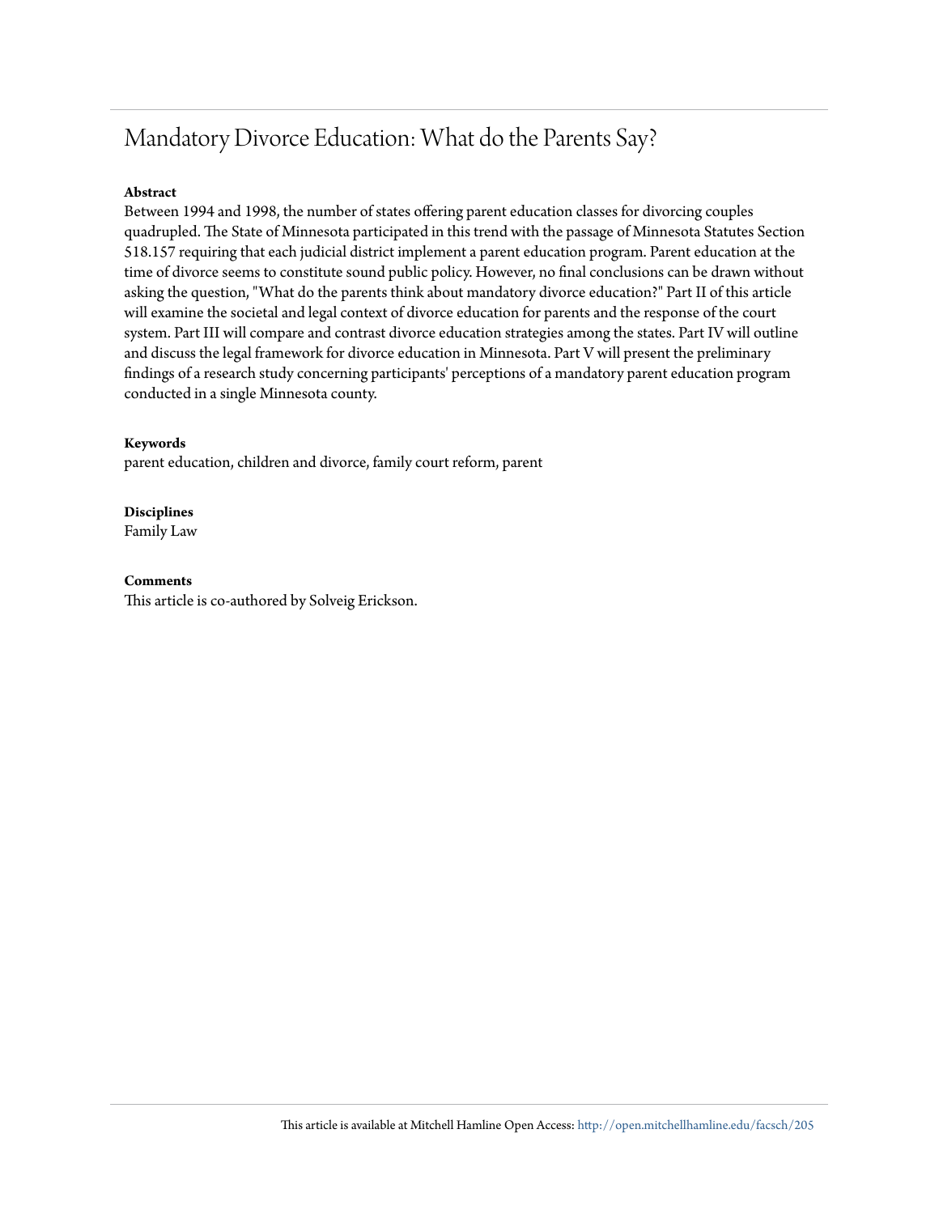# Mandatory Divorce Education: What do the Parents Say?

**Abstract**

Between 1994 and 1998, the number of states offering parent education classes for divorcing couples quadrupled. The State of Minnesota participated in this trend with the passage of Minnesota Statutes Section 518.157 requiring that each judicial district implement a parent education program. Parent education at the time of divorce seems to constitute sound public policy. However, no final conclusions can be drawn without asking the question, "What do the parents think about mandatory divorce education?" Part II of this article will examine the societal and legal context of divorce education for parents and the response of the court system. Part III will compare and contrast divorce education strategies among the states. Part IV will outline and discuss the legal framework for divorce education in Minnesota. Part V will present the preliminary findings of a research study concerning participants' perceptions of a mandatory parent education program conducted in a single Minnesota county.

**Keywords**

parent education, children and divorce, family court reform, parent

**Disciplines**

Family Law

**Comments**

This article is co-authored by Solveig Erickson.

This article is available at Mitchell Hamline Open Access: http://open.mitchellhamline.edu/facsch/205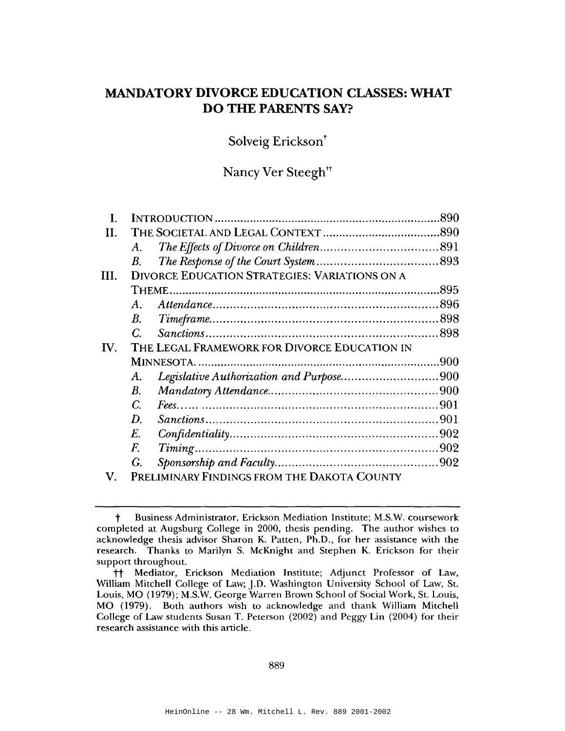# MANDATORY DIVORCE EDUCATION CLASSES: WHAT DO THE PARENTS SAY?

Solveig Erickson†

Nancy Ver Steegh††

| | | |
|---|---|---|
| I. | INTRODUCTION | 890 |
| II. | THE SOCIETAL AND LEGAL CONTEXT | 890 |
| | A. *The Effects of Divorce on Children* | 891 |
| | B. *The Response of the Court System* | 893 |
| III. | DIVORCE EDUCATION STRATEGIES: VARIATIONS ON A THEME | 895 |
| | A. *Attendance* | 896 |
| | B. *Timeframe* | 898 |
| | C. *Sanctions* | 898 |
| IV. | THE LEGAL FRAMEWORK FOR DIVORCE EDUCATION IN MINNESOTA | 900 |
| | A. *Legislative Authorization and Purpose* | 900 |
| | B. *Mandatory Attendance* | 900 |
| | C. *Fees* | 901 |
| | D. *Sanctions* | 901 |
| | E. *Confidentiality* | 902 |
| | F. *Timing* | 902 |
| | G. *Sponsorship and Faculty* | 902 |
| V. | PRELIMINARY FINDINGS FROM THE DAKOTA COUNTY | |

---

† Business Administrator, Erickson Mediation Institute; M.S.W. coursework completed at Augsburg College in 2000, thesis pending. The author wishes to acknowledge thesis advisor Sharon K. Patten, Ph.D., for her assistance with the research. Thanks to Marilyn S. McKnight and Stephen K. Erickson for their support throughout.

†† Mediator, Erickson Mediation Institute; Adjunct Professor of Law, William Mitchell College of Law; J.D. Washington University School of Law, St. Louis, MO (1979); M.S.W. George Warren Brown School of Social Work, St. Louis, MO (1979). Both authors wish to acknowledge and thank William Mitchell College of Law students Susan T. Peterson (2002) and Peggy Lin (2004) for their research assistance with this article.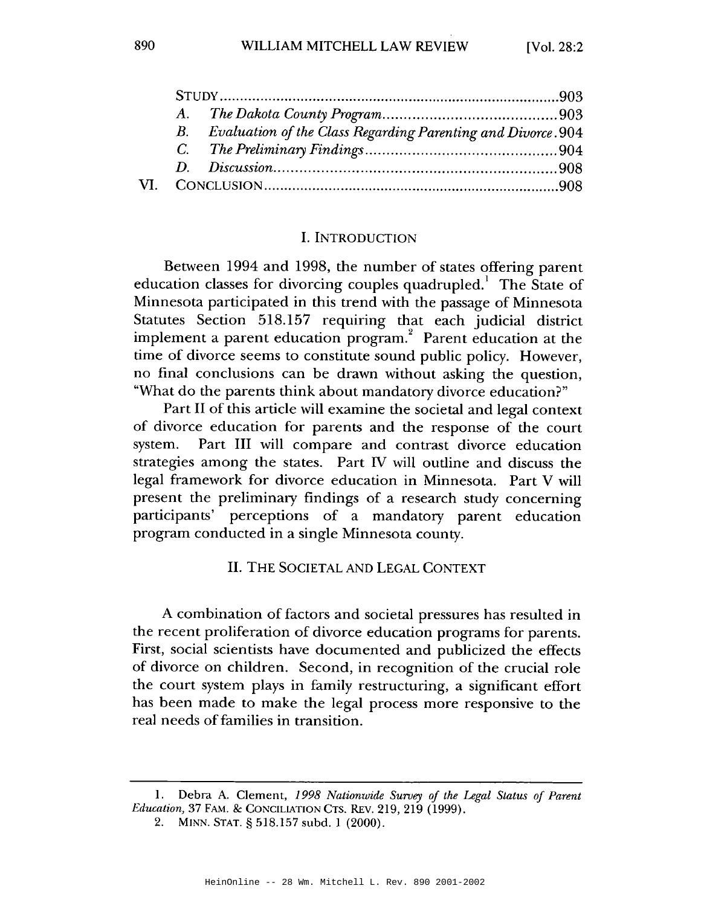STUDY .................................................................................... 903

A. *The Dakota County Program* ........................................ 903

B. *Evaluation of the Class Regarding Parenting and Divorce* . 904

C. *The Preliminary Findings* ............................................. 904

D. *Discussion* ................................................................. 908

VI. CONCLUSION ......................................................................... 908

## I. INTRODUCTION

Between 1994 and 1998, the number of states offering parent education classes for divorcing couples quadrupled.[1] The State of Minnesota participated in this trend with the passage of Minnesota Statutes Section 518.157 requiring that each judicial district implement a parent education program.[2] Parent education at the time of divorce seems to constitute sound public policy. However, no final conclusions can be drawn without asking the question, "What do the parents think about mandatory divorce education?"

Part II of this article will examine the societal and legal context of divorce education for parents and the response of the court system. Part III will compare and contrast divorce education strategies among the states. Part IV will outline and discuss the legal framework for divorce education in Minnesota. Part V will present the preliminary findings of a research study concerning participants' perceptions of a mandatory parent education program conducted in a single Minnesota county.

## II. THE SOCIETAL AND LEGAL CONTEXT

A combination of factors and societal pressures has resulted in the recent proliferation of divorce education programs for parents. First, social scientists have documented and publicized the effects of divorce on children. Second, in recognition of the crucial role the court system plays in family restructuring, a significant effort has been made to make the legal process more responsive to the real needs of families in transition.

---

1. Debra A. Clement, *1998 Nationwide Survey of the Legal Status of Parent Education*, 37 FAM. & CONCILIATION CTS. REV. 219, 219 (1999).

2. MINN. STAT. § 518.157 subd. 1 (2000).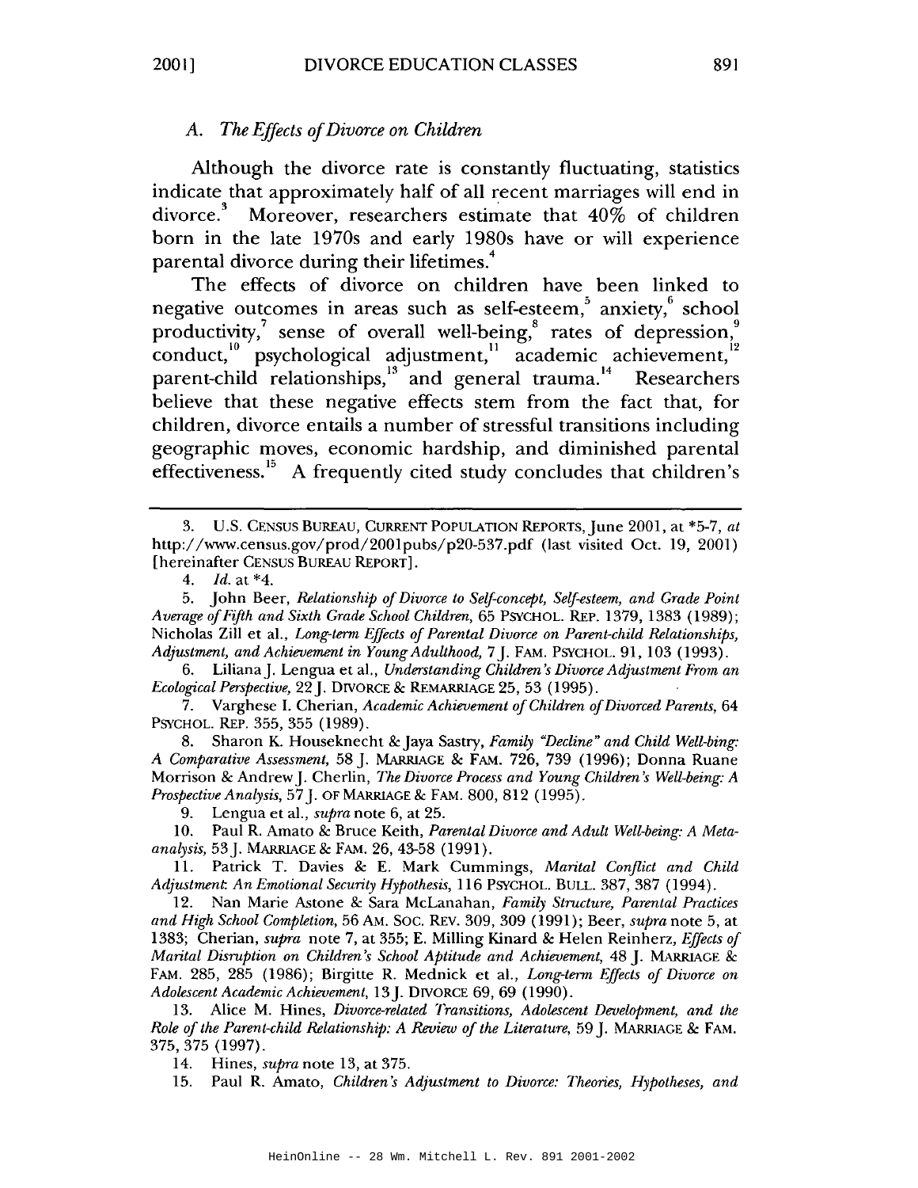### A. *The Effects of Divorce on Children*

Although the divorce rate is constantly fluctuating, statistics indicate that approximately half of all recent marriages will end in divorce.[3] Moreover, researchers estimate that 40% of children born in the late 1970s and early 1980s have or will experience parental divorce during their lifetimes.[4]

The effects of divorce on children have been linked to negative outcomes in areas such as self-esteem,[5] anxiety,[6] school productivity,[7] sense of overall well-being,[8] rates of depression,[9] conduct,[10] psychological adjustment,[11] academic achievement,[12] parent-child relationships,[13] and general trauma.[14] Researchers believe that these negative effects stem from the fact that, for children, divorce entails a number of stressful transitions including geographic moves, economic hardship, and diminished parental effectiveness.[15] A frequently cited study concludes that children's

---

3. U.S. CENSUS BUREAU, CURRENT POPULATION REPORTS, June 2001, at *5-7, *at* http://www.census.gov/prod/2001pubs/p20-537.pdf (last visited Oct. 19, 2001) [hereinafter CENSUS BUREAU REPORT].

4. *Id.* at *4.

5. John Beer, *Relationship of Divorce to Self-concept, Self-esteem, and Grade Point Average of Fifth and Sixth Grade School Children*, 65 PSYCHOL. REP. 1379, 1383 (1989); Nicholas Zill et al., *Long-term Effects of Parental Divorce on Parent-child Relationships, Adjustment, and Achievement in Young Adulthood*, 7 J. FAM. PSYCHOL. 91, 103 (1993).

6. Liliana J. Lengua et al., *Understanding Children's Divorce Adjustment From an Ecological Perspective*, 22 J. DIVORCE & REMARRIAGE 25, 53 (1995).

7. Varghese I. Cherian, *Academic Achievement of Children of Divorced Parents*, 64 PSYCHOL. REP. 355, 355 (1989).

8. Sharon K. Houseknecht & Jaya Sastry, *Family "Decline" and Child Well-bing: A Comparative Assessment*, 58 J. MARRIAGE & FAM. 726, 739 (1996); Donna Ruane Morrison & Andrew J. Cherlin, *The Divorce Process and Young Children's Well-being: A Prospective Analysis*, 57 J. OF MARRIAGE & FAM. 800, 812 (1995).

9. Lengua et al., *supra* note 6, at 25.

10. Paul R. Amato & Bruce Keith, *Parental Divorce and Adult Well-being: A Meta-analysis*, 53 J. MARRIAGE & FAM. 26, 43-58 (1991).

11. Patrick T. Davies & E. Mark Cummings, *Marital Conflict and Child Adjustment: An Emotional Security Hypothesis*, 116 PSYCHOL. BULL. 387, 387 (1994).

12. Nan Marie Astone & Sara McLanahan, *Family Structure, Parental Practices and High School Completion*, 56 AM. SOC. REV. 309, 309 (1991); Beer, *supra* note 5, at 1383; Cherian, *supra* note 7, at 355; E. Milling Kinard & Helen Reinherz, *Effects of Marital Disruption on Children's School Aptitude and Achievement*, 48 J. MARRIAGE & FAM. 285, 285 (1986); Birgitte R. Mednick et al., *Long-term Effects of Divorce on Adolescent Academic Achievement*, 13 J. DIVORCE 69, 69 (1990).

13. Alice M. Hines, *Divorce-related Transitions, Adolescent Development, and the Role of the Parent-child Relationship: A Review of the Literature*, 59 J. MARRIAGE & FAM. 375, 375 (1997).

14. Hines, *supra* note 13, at 375.

15. Paul R. Amato, *Children's Adjustment to Divorce: Theories, Hypotheses, and*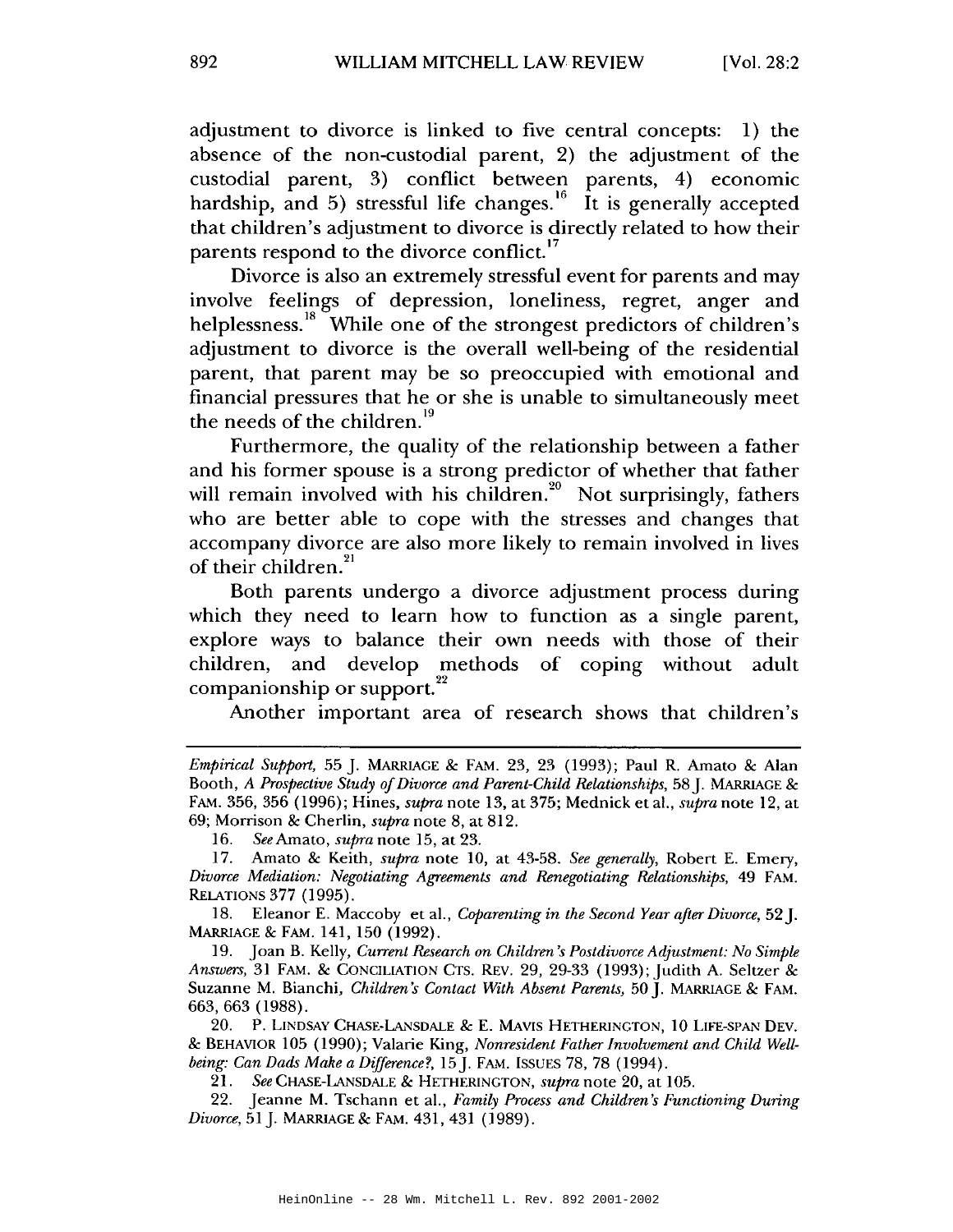adjustment to divorce is linked to five central concepts: 1) the absence of the non-custodial parent, 2) the adjustment of the custodial parent, 3) conflict between parents, 4) economic hardship, and 5) stressful life changes.[16] It is generally accepted that children's adjustment to divorce is directly related to how their parents respond to the divorce conflict.[17]

Divorce is also an extremely stressful event for parents and may involve feelings of depression, loneliness, regret, anger and helplessness.[18] While one of the strongest predictors of children's adjustment to divorce is the overall well-being of the residential parent, that parent may be so preoccupied with emotional and financial pressures that he or she is unable to simultaneously meet the needs of the children.[19]

Furthermore, the quality of the relationship between a father and his former spouse is a strong predictor of whether that father will remain involved with his children.[20] Not surprisingly, fathers who are better able to cope with the stresses and changes that accompany divorce are also more likely to remain involved in lives of their children.[21]

Both parents undergo a divorce adjustment process during which they need to learn how to function as a single parent, explore ways to balance their own needs with those of their children, and develop methods of coping without adult companionship or support.[22]

Another important area of research shows that children's

---

*Empirical Support*, 55 J. MARRIAGE & FAM. 23, 23 (1993); Paul R. Amato & Alan Booth, *A Prospective Study of Divorce and Parent-Child Relationships*, 58 J. MARRIAGE & FAM. 356, 356 (1996); Hines, *supra* note 13, at 375; Mednick et al., *supra* note 12, at 69; Morrison & Cherlin, *supra* note 8, at 812.

16. *See* Amato, *supra* note 15, at 23.

17. Amato & Keith, *supra* note 10, at 43-58. *See generally*, Robert E. Emery, *Divorce Mediation: Negotiating Agreements and Renegotiating Relationships*, 49 FAM. RELATIONS 377 (1995).

18. Eleanor E. Maccoby et al., *Coparenting in the Second Year after Divorce*, 52 J. MARRIAGE & FAM. 141, 150 (1992).

19. Joan B. Kelly, *Current Research on Children's Postdivorce Adjustment: No Simple Answers*, 31 FAM. & CONCILIATION CTS. REV. 29, 29-33 (1993); Judith A. Seltzer & Suzanne M. Bianchi, *Children's Contact With Absent Parents*, 50 J. MARRIAGE & FAM. 663, 663 (1988).

20. P. LINDSAY CHASE-LANSDALE & E. MAVIS HETHERINGTON, 10 LIFE-SPAN DEV. & BEHAVIOR 105 (1990); Valarie King, *Nonresident Father Involvement and Child Well-being: Can Dads Make a Difference?*, 15 J. FAM. ISSUES 78, 78 (1994).

21. *See* CHASE-LANSDALE & HETHERINGTON, *supra* note 20, at 105.

22. Jeanne M. Tschann et al., *Family Process and Children's Functioning During Divorce*, 51 J. MARRIAGE & FAM. 431, 431 (1989).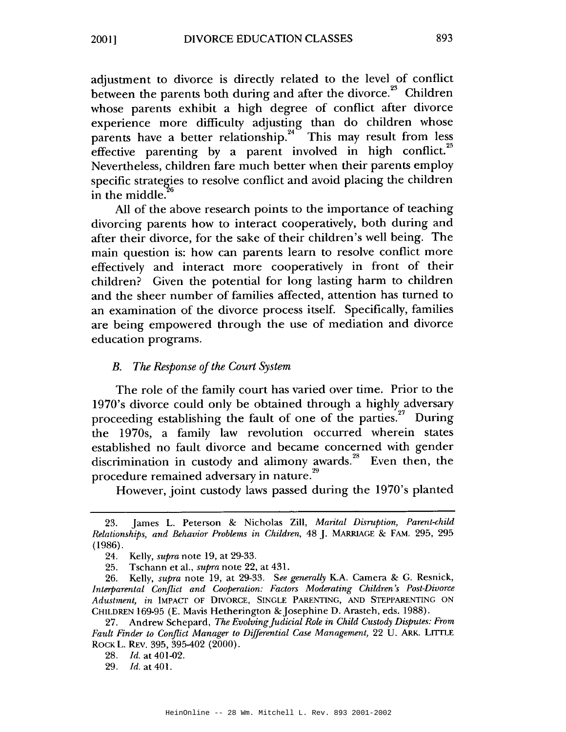adjustment to divorce is directly related to the level of conflict between the parents both during and after the divorce.[23] Children whose parents exhibit a high degree of conflict after divorce experience more difficulty adjusting than do children whose parents have a better relationship.[24] This may result from less effective parenting by a parent involved in high conflict.[25] Nevertheless, children fare much better when their parents employ specific strategies to resolve conflict and avoid placing the children in the middle.[26]

All of the above research points to the importance of teaching divorcing parents how to interact cooperatively, both during and after their divorce, for the sake of their children's well being. The main question is: how can parents learn to resolve conflict more effectively and interact more cooperatively in front of their children? Given the potential for long lasting harm to children and the sheer number of families affected, attention has turned to an examination of the divorce process itself. Specifically, families are being empowered through the use of mediation and divorce education programs.

### *B. The Response of the Court System*

The role of the family court has varied over time. Prior to the 1970's divorce could only be obtained through a highly adversary proceeding establishing the fault of one of the parties.[27] During the 1970s, a family law revolution occurred wherein states established no fault divorce and became concerned with gender discrimination in custody and alimony awards.[28] Even then, the procedure remained adversary in nature.[29]

However, joint custody laws passed during the 1970's planted

---

23. James L. Peterson & Nicholas Zill, *Marital Disruption, Parent-child Relationships, and Behavior Problems in Children*, 48 J. MARRIAGE & FAM. 295, 295 (1986).

24. Kelly, *supra* note 19, at 29-33.

25. Tschann et al., *supra* note 22, at 431.

26. Kelly, *supra* note 19, at 29-33. *See generally* K.A. Camera & G. Resnick, *Interparental Conflict and Cooperation: Factors Moderating Children's Post-Divorce Adustment*, *in* IMPACT OF DIVORCE, SINGLE PARENTING, AND STEPPARENTING ON CHILDREN 169-95 (E. Mavis Hetherington & Josephine D. Arasteh, eds. 1988).

27. Andrew Schepard, *The Evolving Judicial Role in Child Custody Disputes: From Fault Finder to Conflict Manager to Differential Case Management*, 22 U. ARK. LITTLE ROCK L. REV. 395, 395-402 (2000).

28. *Id.* at 401-02.

29. *Id.* at 401.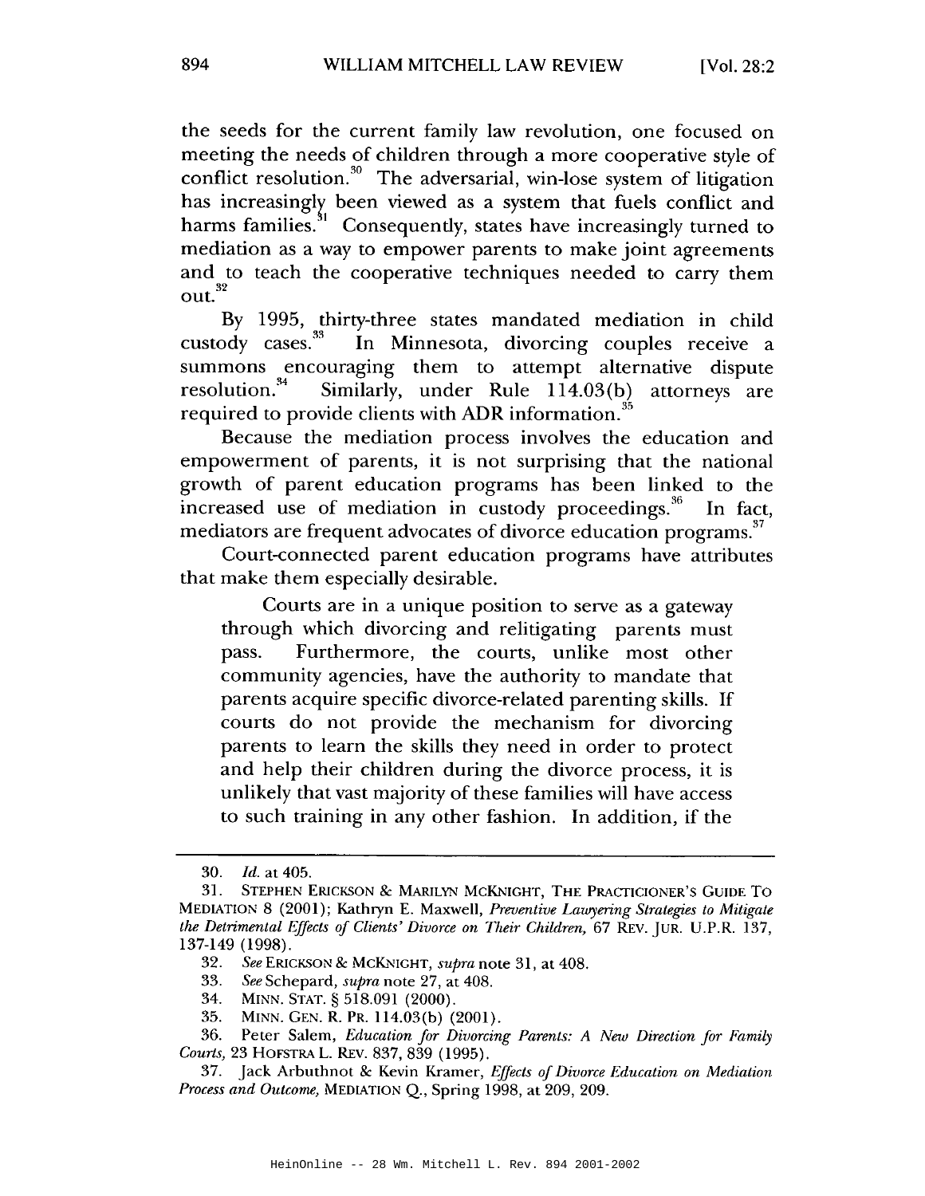the seeds for the current family law revolution, one focused on meeting the needs of children through a more cooperative style of conflict resolution.[30] The adversarial, win-lose system of litigation has increasingly been viewed as a system that fuels conflict and harms families.[31] Consequently, states have increasingly turned to mediation as a way to empower parents to make joint agreements and to teach the cooperative techniques needed to carry them out.[32]

By 1995, thirty-three states mandated mediation in child custody cases.[33] In Minnesota, divorcing couples receive a summons encouraging them to attempt alternative dispute resolution.[34] Similarly, under Rule 114.03(b) attorneys are required to provide clients with ADR information.[35]

Because the mediation process involves the education and empowerment of parents, it is not surprising that the national growth of parent education programs has been linked to the increased use of mediation in custody proceedings.[36] In fact, mediators are frequent advocates of divorce education programs.[37]

Court-connected parent education programs have attributes that make them especially desirable.

> Courts are in a unique position to serve as a gateway through which divorcing and relitigating parents must pass. Furthermore, the courts, unlike most other community agencies, have the authority to mandate that parents acquire specific divorce-related parenting skills. If courts do not provide the mechanism for divorcing parents to learn the skills they need in order to protect and help their children during the divorce process, it is unlikely that vast majority of these families will have access to such training in any other fashion. In addition, if the

---

30. *Id.* at 405.

31. STEPHEN ERICKSON & MARILYN MCKNIGHT, THE PRACTICIONER'S GUIDE TO MEDIATION 8 (2001); Kathryn E. Maxwell, *Preventive Lawyering Strategies to Mitigate the Detrimental Effects of Clients' Divorce on Their Children,* 67 REV. JUR. U.P.R. 137, 137-149 (1998).

32. *See* ERICKSON & MCKNIGHT, *supra* note 31, at 408.

33. *See* Schepard, *supra* note 27, at 408.

34. MINN. STAT. § 518.091 (2000).

35. MINN. GEN. R. PR. 114.03(b) (2001).

36. Peter Salem, *Education for Divorcing Parents: A New Direction for Family Courts,* 23 HOFSTRA L. REV. 837, 839 (1995).

37. Jack Arbuthnot & Kevin Kramer, *Effects of Divorce Education on Mediation Process and Outcome,* MEDIATION Q., Spring 1998, at 209, 209.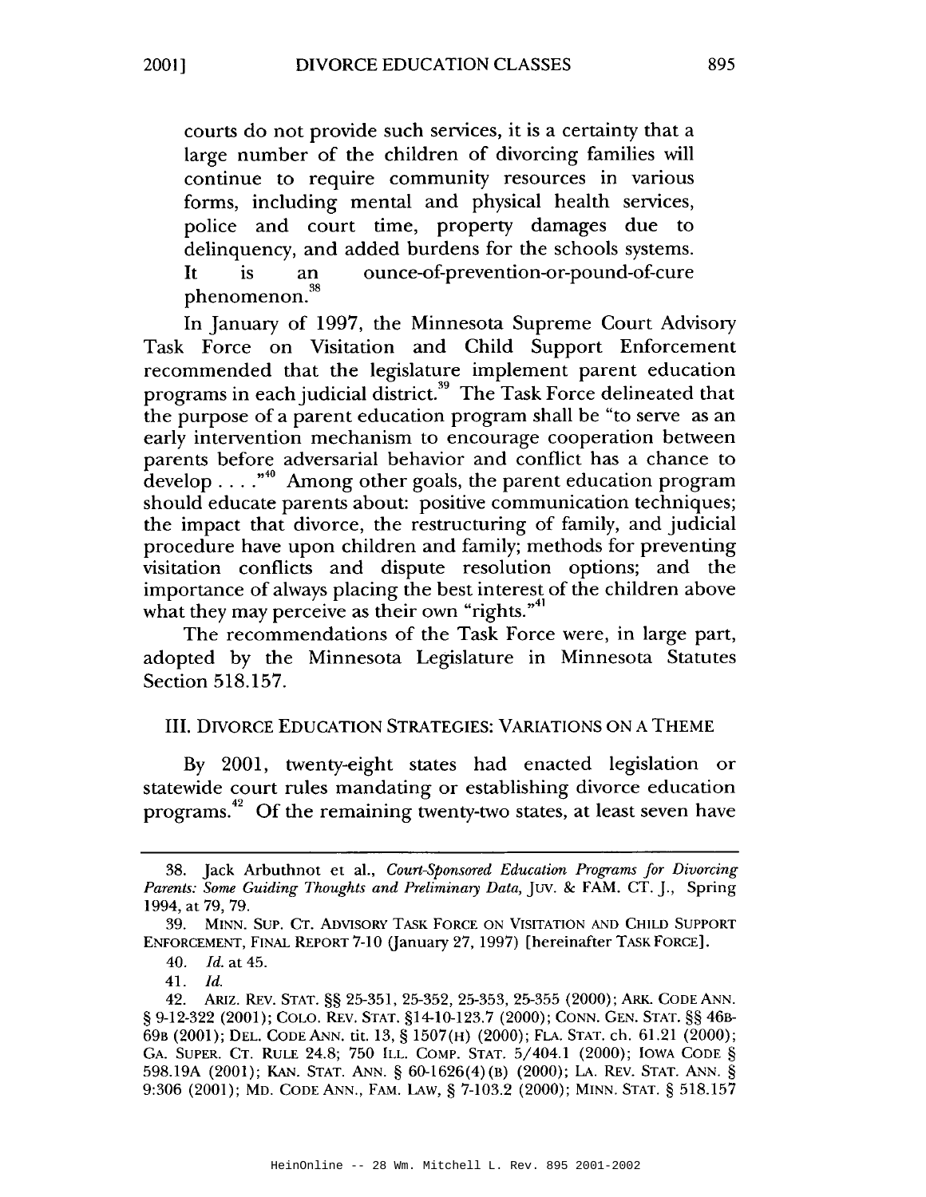courts do not provide such services, it is a certainty that a large number of the children of divorcing families will continue to require community resources in various forms, including mental and physical health services, police and court time, property damages due to delinquency, and added burdens for the schools systems. It is an ounce-of-prevention-or-pound-of-cure phenomenon.[38]

In January of 1997, the Minnesota Supreme Court Advisory Task Force on Visitation and Child Support Enforcement recommended that the legislature implement parent education programs in each judicial district.[39] The Task Force delineated that the purpose of a parent education program shall be "to serve as an early intervention mechanism to encourage cooperation between parents before adversarial behavior and conflict has a chance to develop . . . ."[40] Among other goals, the parent education program should educate parents about: positive communication techniques; the impact that divorce, the restructuring of family, and judicial procedure have upon children and family; methods for preventing visitation conflicts and dispute resolution options; and the importance of always placing the best interest of the children above what they may perceive as their own "rights."[41]

The recommendations of the Task Force were, in large part, adopted by the Minnesota Legislature in Minnesota Statutes Section 518.157.

## III. DIVORCE EDUCATION STRATEGIES: VARIATIONS ON A THEME

By 2001, twenty-eight states had enacted legislation or statewide court rules mandating or establishing divorce education programs.[42] Of the remaining twenty-two states, at least seven have

---

38. Jack Arbuthnot et al., *Court-Sponsored Education Programs for Divorcing Parents: Some Guiding Thoughts and Preliminary Data*, JUV. & FAM. CT. J., Spring 1994, at 79, 79.

39. MINN. SUP. CT. ADVISORY TASK FORCE ON VISITATION AND CHILD SUPPORT ENFORCEMENT, FINAL REPORT 7-10 (January 27, 1997) [hereinafter TASK FORCE].

40. *Id.* at 45.

41. *Id.*

42. ARIZ. REV. STAT. §§ 25-351, 25-352, 25-353, 25-355 (2000); ARK. CODE ANN. § 9-12-322 (2001); COLO. REV. STAT. §14-10-123.7 (2000); CONN. GEN. STAT. §§ 46B-69B (2001); DEL. CODE ANN. tit. 13, § 1507(H) (2000); FLA. STAT. ch. 61.21 (2000); GA. SUPER. CT. RULE 24.8; 750 ILL. COMP. STAT. 5/404.1 (2000); IOWA CODE § 598.19A (2001); KAN. STAT. ANN. § 60-1626(4)(B) (2000); LA. REV. STAT. ANN. § 9:306 (2001); MD. CODE ANN., FAM. LAW, § 7-103.2 (2000); MINN. STAT. § 518.157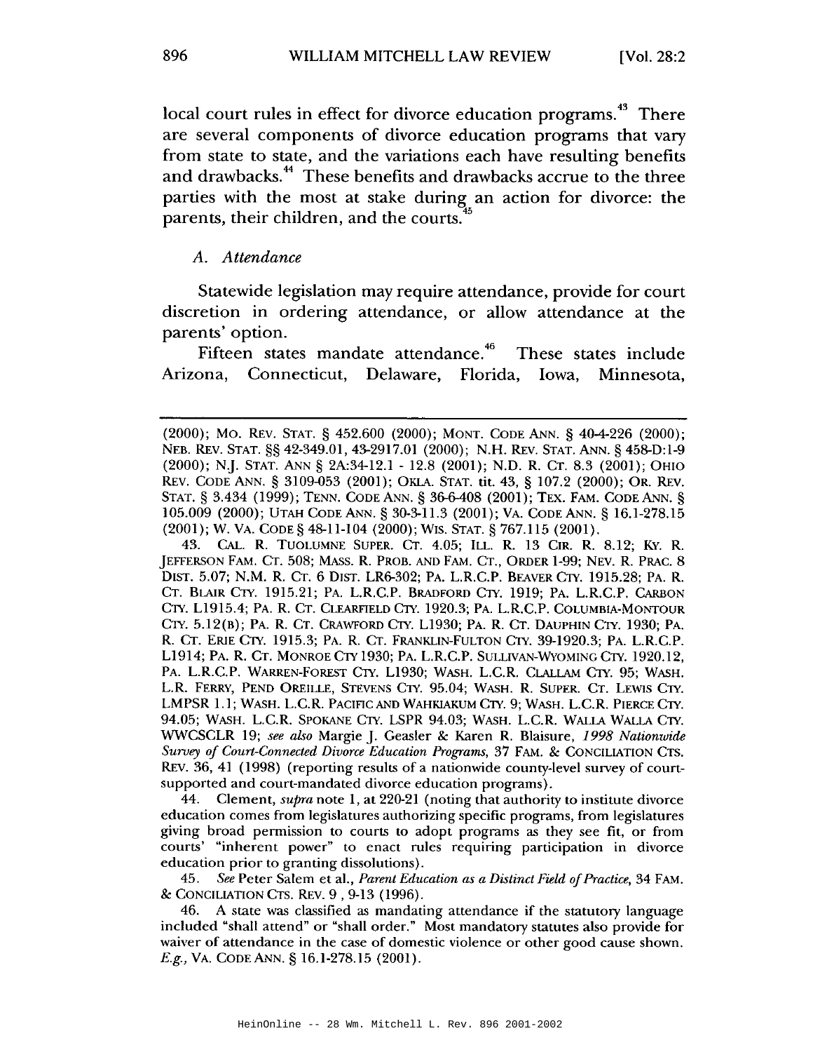local court rules in effect for divorce education programs.[43] There are several components of divorce education programs that vary from state to state, and the variations each have resulting benefits and drawbacks.[44] These benefits and drawbacks accrue to the three parties with the most at stake during an action for divorce: the parents, their children, and the courts.[45]

### A. Attendance

Statewide legislation may require attendance, provide for court discretion in ordering attendance, or allow attendance at the parents' option.

Fifteen states mandate attendance.[46] These states include Arizona, Connecticut, Delaware, Florida, Iowa, Minnesota,

---

(2000); MO. REV. STAT. § 452.600 (2000); MONT. CODE ANN. § 40-4-226 (2000); NEB. REV. STAT. §§ 42-349.01, 43-2917.01 (2000); N.H. REV. STAT. ANN. § 458-D:1-9 (2000); N.J. STAT. ANN § 2A:34-12.1 - 12.8 (2001); N.D. R. CT. 8.3 (2001); OHIO REV. CODE ANN. § 3109-053 (2001); OKLA. STAT. tit. 43, § 107.2 (2000); OR. REV. STAT. § 3.434 (1999); TENN. CODE ANN. § 36-6-408 (2001); TEX. FAM. CODE ANN. § 105.009 (2000); UTAH CODE ANN. § 30-3-11.3 (2001); VA. CODE ANN. § 16.1-278.15 (2001); W. VA. CODE § 48-11-104 (2000); WIS. STAT. § 767.115 (2001).

43. CAL. R. TUOLUMNE SUPER. CT. 4.05; ILL. R. 13 CIR. R. 8.12; KY. R. JEFFERSON FAM. CT. 508; MASS. R. PROB. AND FAM. CT., ORDER 1-99; NEV. R. PRAC. 8 DIST. 5.07; N.M. R. CT. 6 DIST. LR6-302; PA. L.R.C.P. BEAVER CTY. 1915.28; PA. R. CT. BLAIR CTY. 1915.21; PA. L.R.C.P. BRADFORD CTY. 1919; PA. L.R.C.P. CARBON CTY. L1915.4; PA. R. CT. CLEARFIELD CTY. 1920.3; PA. L.R.C.P. COLUMBIA-MONTOUR CTY. 5.12(B); PA. R. CT. CRAWFORD CTY. L1930; PA. R. CT. DAUPHIN CTY. 1930; PA. R. CT. ERIE CTY. 1915.3; PA. R. CT. FRANKLIN-FULTON CTY. 39-1920.3; PA. L.R.C.P. L1914; PA. R. CT. MONROE CTY 1930; PA. L.R.C.P. SULLIVAN-WYOMING CTY. 1920.12, PA. L.R.C.P. WARREN-FOREST CTY. L1930; WASH. L.C.R. CLALLAM CTY. 95; WASH. L.R. FERRY, PEND OREILLE, STEVENS CTY. 95.04; WASH. R. SUPER. CT. LEWIS CTY. LMPSR 1.1; WASH. L.C.R. PACIFIC AND WAHKIAKUM CTY. 9; WASH. L.C.R. PIERCE CTY. 94.05; WASH. L.C.R. SPOKANE CTY. LSPR 94.03; WASH. L.C.R. WALLA WALLA CTY. WWCSCLR 19; *see also* Margie J. Geasler & Karen R. Blaisure, *1998 Nationwide Survey of Court-Connected Divorce Education Programs*, 37 FAM. & CONCILIATION CTS. REV. 36, 41 (1998) (reporting results of a nationwide county-level survey of court-supported and court-mandated divorce education programs).

44. Clement, *supra* note 1, at 220-21 (noting that authority to institute divorce education comes from legislatures authorizing specific programs, from legislatures giving broad permission to courts to adopt programs as they see fit, or from courts' "inherent power" to enact rules requiring participation in divorce education prior to granting dissolutions).

45. *See* Peter Salem et al., *Parent Education as a Distinct Field of Practice*, 34 FAM. & CONCILIATION CTS. REV. 9 , 9-13 (1996).

46. A state was classified as mandating attendance if the statutory language included "shall attend" or "shall order." Most mandatory statutes also provide for waiver of attendance in the case of domestic violence or other good cause shown. *E.g.*, VA. CODE ANN. § 16.1-278.15 (2001).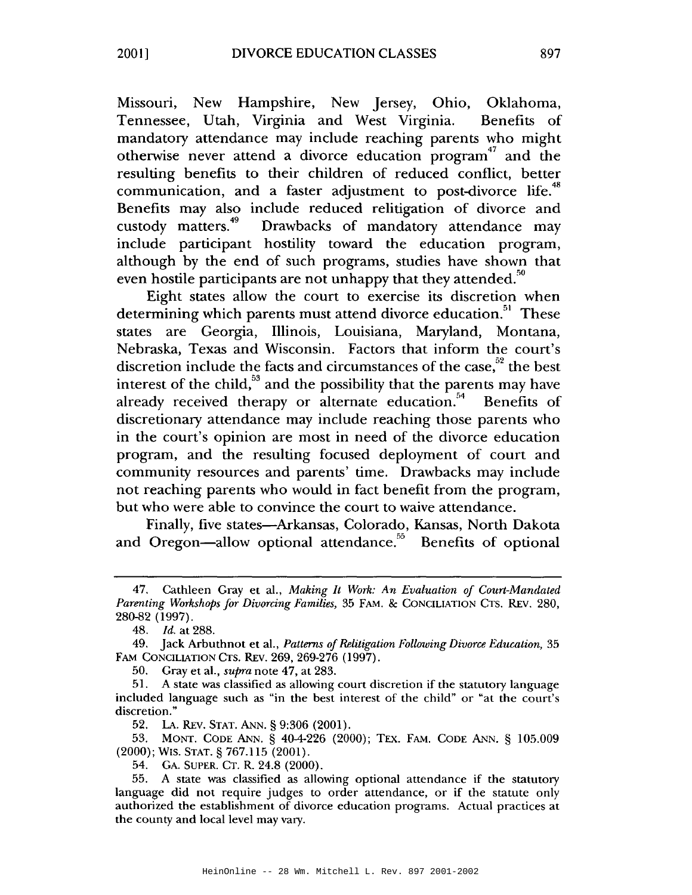Missouri, New Hampshire, New Jersey, Ohio, Oklahoma, Tennessee, Utah, Virginia and West Virginia. Benefits of mandatory attendance may include reaching parents who might otherwise never attend a divorce education program[47] and the resulting benefits to their children of reduced conflict, better communication, and a faster adjustment to post-divorce life.[48] Benefits may also include reduced relitigation of divorce and custody matters.[49] Drawbacks of mandatory attendance may include participant hostility toward the education program, although by the end of such programs, studies have shown that even hostile participants are not unhappy that they attended.[50]

Eight states allow the court to exercise its discretion when determining which parents must attend divorce education.[51] These states are Georgia, Illinois, Louisiana, Maryland, Montana, Nebraska, Texas and Wisconsin. Factors that inform the court's discretion include the facts and circumstances of the case,[52] the best interest of the child,[53] and the possibility that the parents may have already received therapy or alternate education.[54] Benefits of discretionary attendance may include reaching those parents who in the court's opinion are most in need of the divorce education program, and the resulting focused deployment of court and community resources and parents' time. Drawbacks may include not reaching parents who would in fact benefit from the program, but who were able to convince the court to waive attendance.

Finally, five states—Arkansas, Colorado, Kansas, North Dakota and Oregon—allow optional attendance.[55] Benefits of optional

---

47. Cathleen Gray et al., *Making It Work: An Evaluation of Court-Mandated Parenting Workshops for Divorcing Families,* 35 FAM. & CONCILIATION CTS. REV. 280, 280-82 (1997).

48. *Id.* at 288.

49. Jack Arbuthnot et al., *Patterns of Relitigation Following Divorce Education,* 35 FAM CONCILIATION CTS. REV. 269, 269-276 (1997).

50. Gray et al., *supra* note 47, at 283.

51. A state was classified as allowing court discretion if the statutory language included language such as "in the best interest of the child" or "at the court's discretion."

52. LA. REV. STAT. ANN. § 9:306 (2001).

53. MONT. CODE ANN. § 40-4-226 (2000); TEX. FAM. CODE ANN. § 105.009 (2000); WIS. STAT. § 767.115 (2001).

54. GA. SUPER. CT. R. 24.8 (2000).

55. A state was classified as allowing optional attendance if the statutory language did not require judges to order attendance, or if the statute only authorized the establishment of divorce education programs. Actual practices at the county and local level may vary.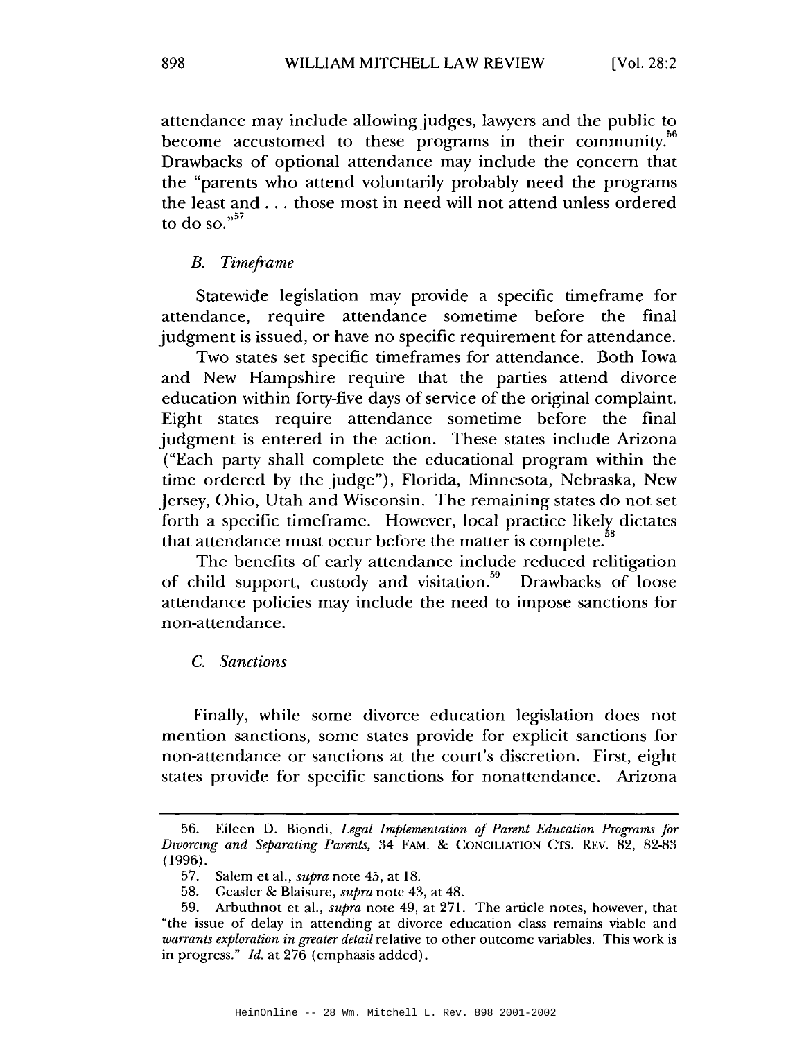attendance may include allowing judges, lawyers and the public to become accustomed to these programs in their community.[56] Drawbacks of optional attendance may include the concern that the "parents who attend voluntarily probably need the programs the least and . . . those most in need will not attend unless ordered to do so."[57]

### *B. Timeframe*

Statewide legislation may provide a specific timeframe for attendance, require attendance sometime before the final judgment is issued, or have no specific requirement for attendance.

Two states set specific timeframes for attendance. Both Iowa and New Hampshire require that the parties attend divorce education within forty-five days of service of the original complaint. Eight states require attendance sometime before the final judgment is entered in the action. These states include Arizona ("Each party shall complete the educational program within the time ordered by the judge"), Florida, Minnesota, Nebraska, New Jersey, Ohio, Utah and Wisconsin. The remaining states do not set forth a specific timeframe. However, local practice likely dictates that attendance must occur before the matter is complete.[58]

The benefits of early attendance include reduced relitigation of child support, custody and visitation.[59] Drawbacks of loose attendance policies may include the need to impose sanctions for non-attendance.

### *C. Sanctions*

Finally, while some divorce education legislation does not mention sanctions, some states provide for explicit sanctions for non-attendance or sanctions at the court's discretion. First, eight states provide for specific sanctions for nonattendance. Arizona

---

56. Eileen D. Biondi, *Legal Implementation of Parent Education Programs for Divorcing and Separating Parents,* 34 FAM. & CONCILIATION CTS. REV. 82, 82-83 (1996).

57. Salem et al., *supra* note 45, at 18.

58. Geasler & Blaisure, *supra* note 43, at 48.

59. Arbuthnot et al., *supra* note 49, at 271. The article notes, however, that "the issue of delay in attending at divorce education class remains viable and *warrants exploration in greater detail* relative to other outcome variables. This work is in progress." *Id.* at 276 (emphasis added).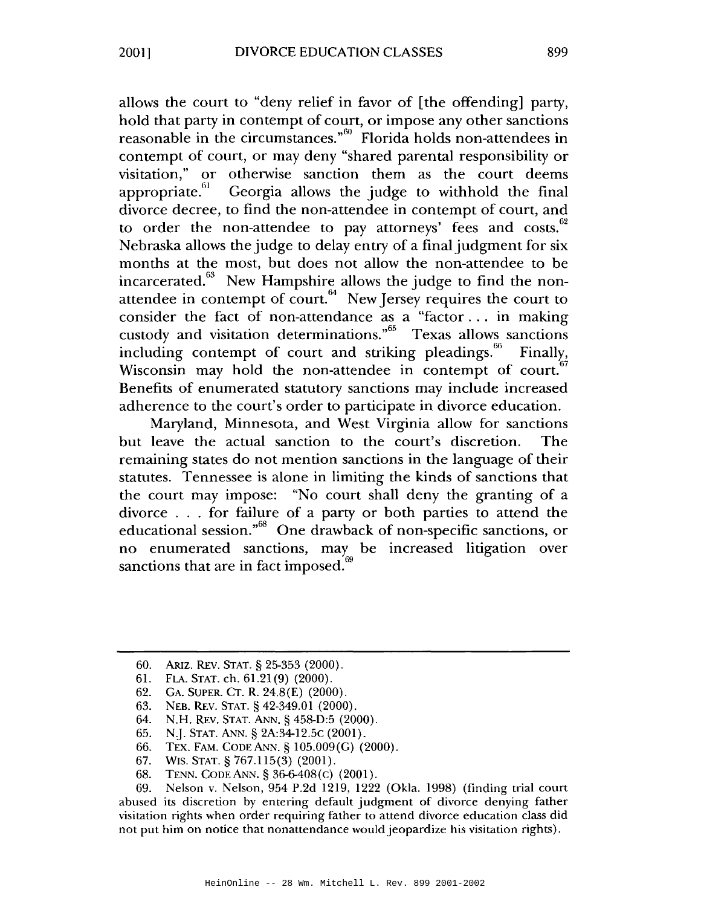allows the court to "deny relief in favor of [the offending] party, hold that party in contempt of court, or impose any other sanctions reasonable in the circumstances."[60] Florida holds non-attendees in contempt of court, or may deny "shared parental responsibility or visitation," or otherwise sanction them as the court deems appropriate.[61] Georgia allows the judge to withhold the final divorce decree, to find the non-attendee in contempt of court, and to order the non-attendee to pay attorneys' fees and costs.[62] Nebraska allows the judge to delay entry of a final judgment for six months at the most, but does not allow the non-attendee to be incarcerated.[63] New Hampshire allows the judge to find the non-attendee in contempt of court.[64] New Jersey requires the court to consider the fact of non-attendance as a "factor . . . in making custody and visitation determinations."[65] Texas allows sanctions including contempt of court and striking pleadings.[66] Finally, Wisconsin may hold the non-attendee in contempt of court.[67] Benefits of enumerated statutory sanctions may include increased adherence to the court's order to participate in divorce education.

Maryland, Minnesota, and West Virginia allow for sanctions but leave the actual sanction to the court's discretion. The remaining states do not mention sanctions in the language of their statutes. Tennessee is alone in limiting the kinds of sanctions that the court may impose: "No court shall deny the granting of a divorce . . . for failure of a party or both parties to attend the educational session."[68] One drawback of non-specific sanctions, or no enumerated sanctions, may be increased litigation over sanctions that are in fact imposed.[69]

---

60. ARIZ. REV. STAT. § 25-353 (2000).

61. FLA. STAT. ch. 61.21(9) (2000).

62. GA. SUPER. CT. R. 24.8(E) (2000).

63. NEB. REV. STAT. § 42-349.01 (2000).

64. N.H. REV. STAT. ANN. § 458-D:5 (2000).

65. N.J. STAT. ANN. § 2A:34-12.5c (2001).

66. TEX. FAM. CODE ANN. § 105.009(G) (2000).

67. WIS. STAT. § 767.115(3) (2001).

68. TENN. CODE ANN. § 36-6-408(c) (2001).

69. Nelson v. Nelson, 954 P.2d 1219, 1222 (Okla. 1998) (finding trial court abused its discretion by entering default judgment of divorce denying father visitation rights when order requiring father to attend divorce education class did not put him on notice that nonattendance would jeopardize his visitation rights).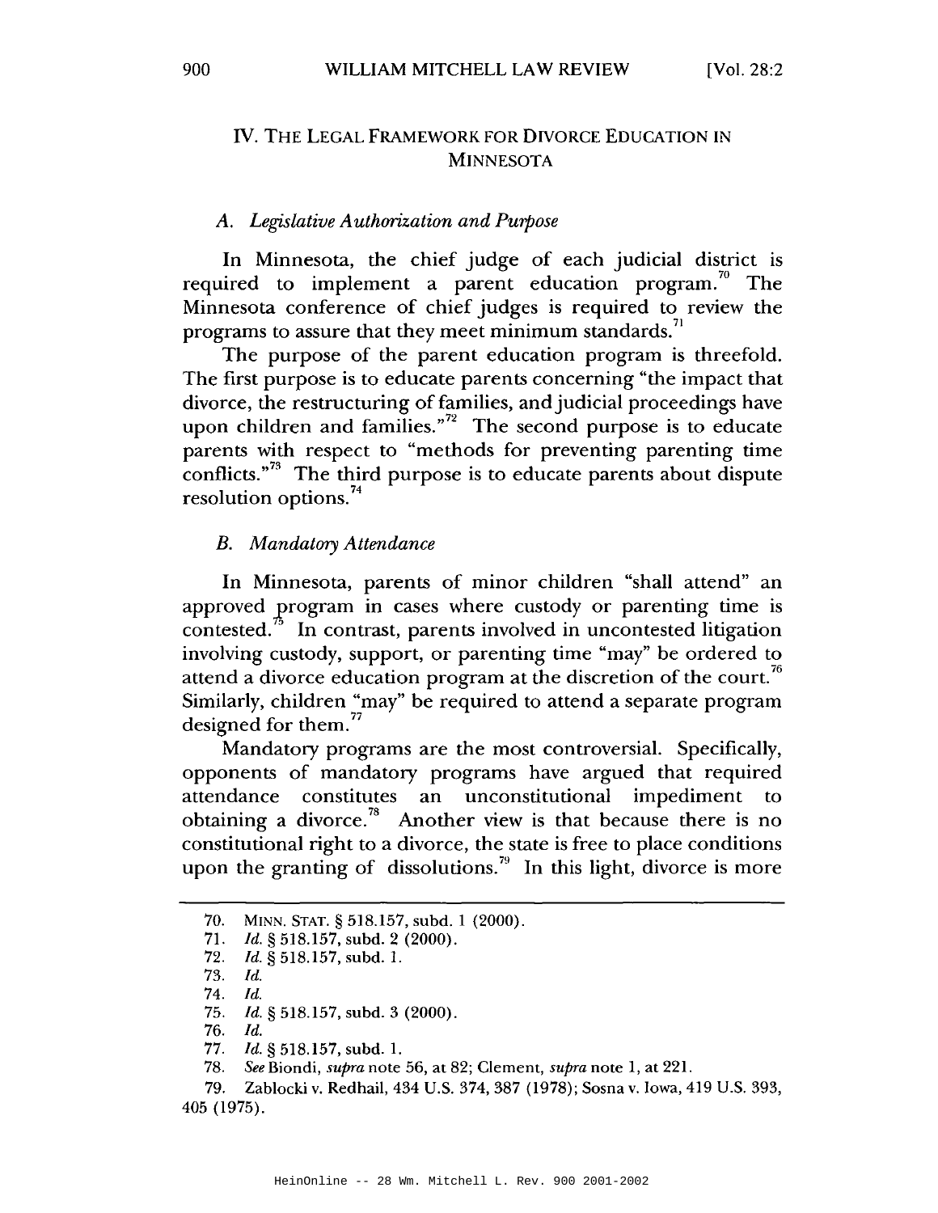## IV. THE LEGAL FRAMEWORK FOR DIVORCE EDUCATION IN MINNESOTA

### *A. Legislative Authorization and Purpose*

In Minnesota, the chief judge of each judicial district is required to implement a parent education program.[70] The Minnesota conference of chief judges is required to review the programs to assure that they meet minimum standards.[71]

The purpose of the parent education program is threefold. The first purpose is to educate parents concerning "the impact that divorce, the restructuring of families, and judicial proceedings have upon children and families."[72] The second purpose is to educate parents with respect to "methods for preventing parenting time conflicts."[73] The third purpose is to educate parents about dispute resolution options.[74]

### *B. Mandatory Attendance*

In Minnesota, parents of minor children "shall attend" an approved program in cases where custody or parenting time is contested.[75] In contrast, parents involved in uncontested litigation involving custody, support, or parenting time "may" be ordered to attend a divorce education program at the discretion of the court.[76] Similarly, children "may" be required to attend a separate program designed for them.[77]

Mandatory programs are the most controversial. Specifically, opponents of mandatory programs have argued that required attendance constitutes an unconstitutional impediment to obtaining a divorce.[78] Another view is that because there is no constitutional right to a divorce, the state is free to place conditions upon the granting of dissolutions.[79] In this light, divorce is more

---

70. MINN. STAT. § 518.157, subd. 1 (2000).

71. *Id.* § 518.157, subd. 2 (2000).

72. *Id.* § 518.157, subd. 1.

73. *Id.*

74. *Id.*

75. *Id.* § 518.157, subd. 3 (2000).

76. *Id.*

77. *Id.* § 518.157, subd. 1.

78. *See* Biondi, *supra* note 56, at 82; Clement, *supra* note 1, at 221.

79. Zablocki v. Redhail, 434 U.S. 374, 387 (1978); Sosna v. Iowa, 419 U.S. 393, 405 (1975).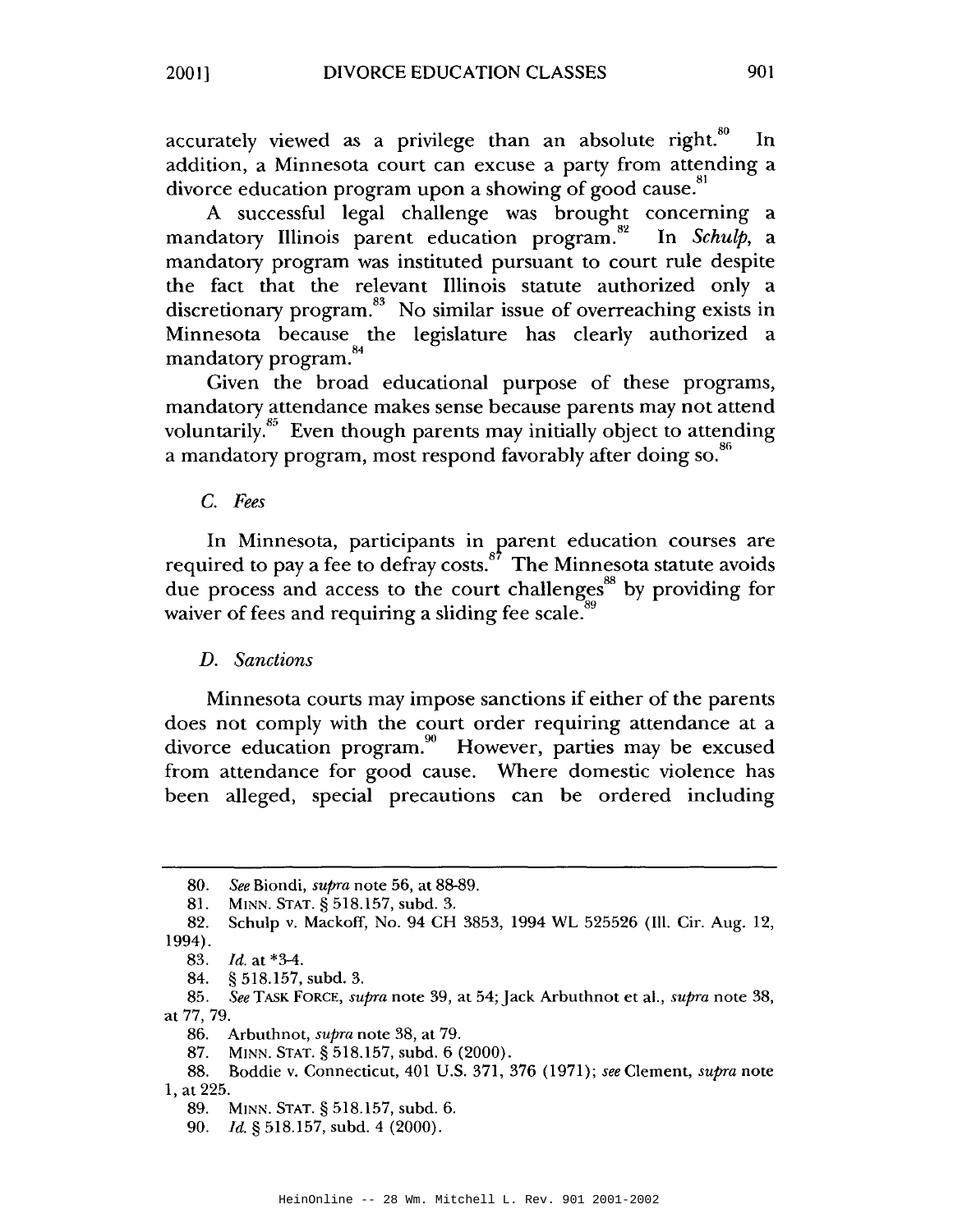accurately viewed as a privilege than an absolute right.[80] In addition, a Minnesota court can excuse a party from attending a divorce education program upon a showing of good cause.[81]

A successful legal challenge was brought concerning a mandatory Illinois parent education program.[82] In *Schulp*, a mandatory program was instituted pursuant to court rule despite the fact that the relevant Illinois statute authorized only a discretionary program.[83] No similar issue of overreaching exists in Minnesota because the legislature has clearly authorized a mandatory program.[84]

Given the broad educational purpose of these programs, mandatory attendance makes sense because parents may not attend voluntarily.[85] Even though parents may initially object to attending a mandatory program, most respond favorably after doing so.[86]

### *C. Fees*

In Minnesota, participants in parent education courses are required to pay a fee to defray costs.[87] The Minnesota statute avoids due process and access to the court challenges[88] by providing for waiver of fees and requiring a sliding fee scale.[89]

### *D. Sanctions*

Minnesota courts may impose sanctions if either of the parents does not comply with the court order requiring attendance at a divorce education program.[90] However, parties may be excused from attendance for good cause. Where domestic violence has been alleged, special precautions can be ordered including

---

80. *See* Biondi, *supra* note 56, at 88-89.

81. MINN. STAT. § 518.157, subd. 3.

82. Schulp v. Mackoff, No. 94 CH 3853, 1994 WL 525526 (Ill. Cir. Aug. 12, 1994).

83. *Id.* at *3-4.

84. § 518.157, subd. 3.

85. *See* TASK FORCE, *supra* note 39, at 54; Jack Arbuthnot et al., *supra* note 38, at 77, 79.

86. Arbuthnot, *supra* note 38, at 79.

87. MINN. STAT. § 518.157, subd. 6 (2000).

88. Boddie v. Connecticut, 401 U.S. 371, 376 (1971); *see* Clement, *supra* note 1, at 225.

89. MINN. STAT. § 518.157, subd. 6.

90. *Id.* § 518.157, subd. 4 (2000).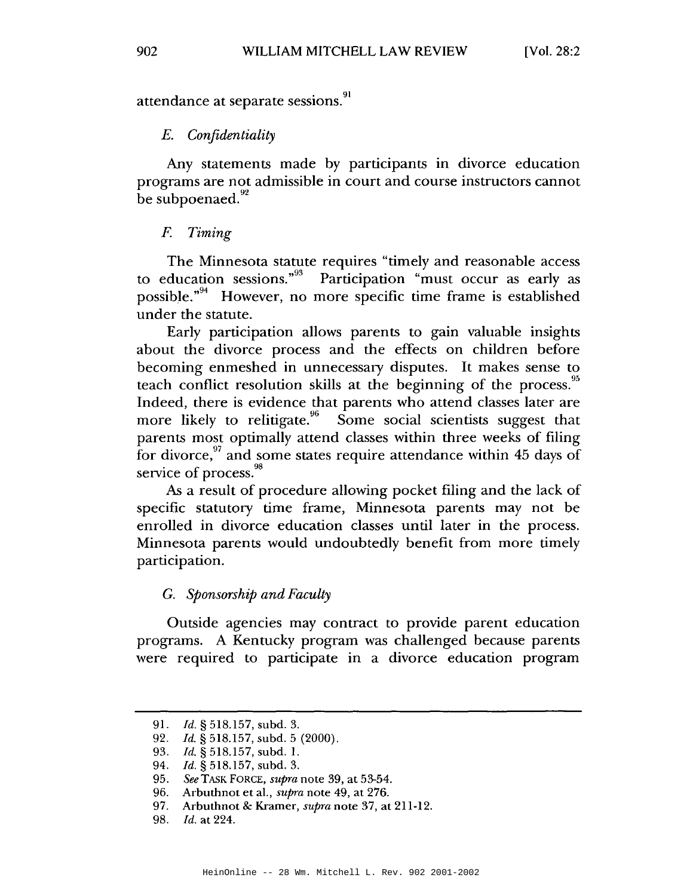attendance at separate sessions.[91]

### *E. Confidentiality*

Any statements made by participants in divorce education programs are not admissible in court and course instructors cannot be subpoenaed.[92]

### *F. Timing*

The Minnesota statute requires "timely and reasonable access to education sessions."[93] Participation "must occur as early as possible."[94] However, no more specific time frame is established under the statute.

Early participation allows parents to gain valuable insights about the divorce process and the effects on children before becoming enmeshed in unnecessary disputes. It makes sense to teach conflict resolution skills at the beginning of the process.[95] Indeed, there is evidence that parents who attend classes later are more likely to relitigate.[96] Some social scientists suggest that parents most optimally attend classes within three weeks of filing for divorce,[97] and some states require attendance within 45 days of service of process.[98]

As a result of procedure allowing pocket filing and the lack of specific statutory time frame, Minnesota parents may not be enrolled in divorce education classes until later in the process. Minnesota parents would undoubtedly benefit from more timely participation.

### *G. Sponsorship and Faculty*

Outside agencies may contract to provide parent education programs. A Kentucky program was challenged because parents were required to participate in a divorce education program

---

91. *Id.* § 518.157, subd. 3.
92. *Id.* § 518.157, subd. 5 (2000).
93. *Id.* § 518.157, subd. 1.
94. *Id.* § 518.157, subd. 3.
95. *See* TASK FORCE, *supra* note 39, at 53-54.
96. Arbuthnot et al., *supra* note 49, at 276.
97. Arbuthnot & Kramer, *supra* note 37, at 211-12.
98. *Id.* at 224.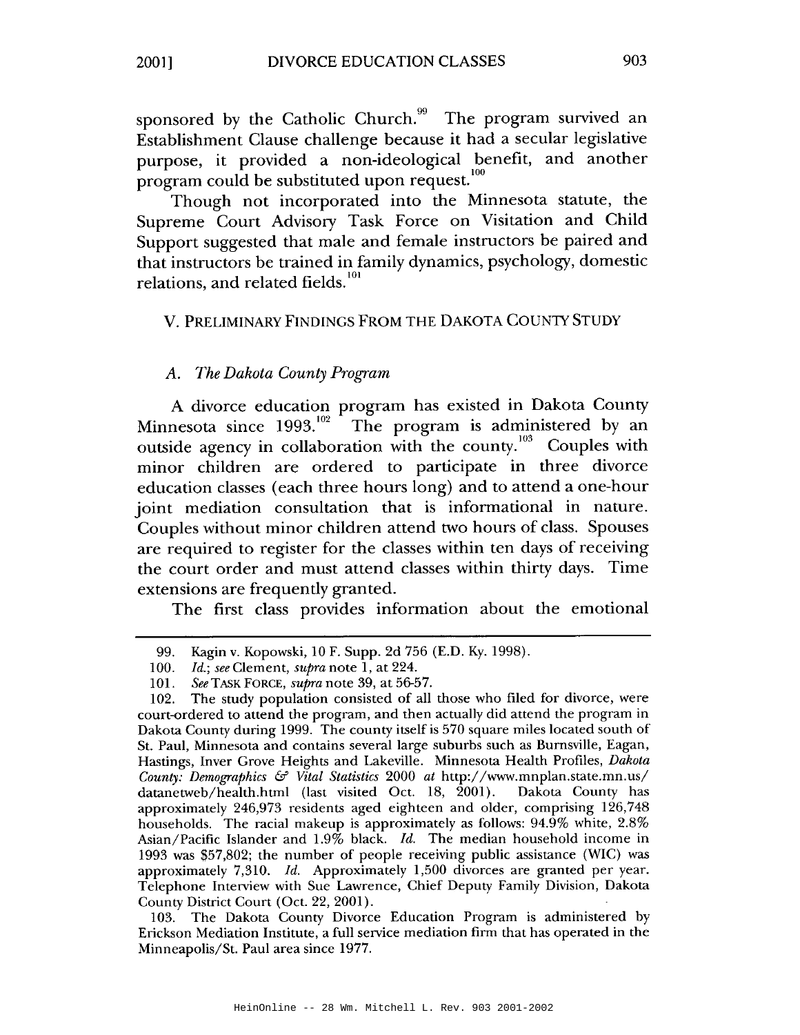sponsored by the Catholic Church.[99] The program survived an Establishment Clause challenge because it had a secular legislative purpose, it provided a non-ideological benefit, and another program could be substituted upon request.[100]

Though not incorporated into the Minnesota statute, the Supreme Court Advisory Task Force on Visitation and Child Support suggested that male and female instructors be paired and that instructors be trained in family dynamics, psychology, domestic relations, and related fields.[101]

## V. PRELIMINARY FINDINGS FROM THE DAKOTA COUNTY STUDY

### A. *The Dakota County Program*

A divorce education program has existed in Dakota County Minnesota since 1993.[102] The program is administered by an outside agency in collaboration with the county.[103] Couples with minor children are ordered to participate in three divorce education classes (each three hours long) and to attend a one-hour joint mediation consultation that is informational in nature. Couples without minor children attend two hours of class. Spouses are required to register for the classes within ten days of receiving the court order and must attend classes within thirty days. Time extensions are frequently granted.

The first class provides information about the emotional

---

99. Kagin v. Kopowski, 10 F. Supp. 2d 756 (E.D. Ky. 1998).

100. *Id.*; *see* Clement, *supra* note 1, at 224.

101. *See* TASK FORCE, *supra* note 39, at 56-57.

102. The study population consisted of all those who filed for divorce, were court-ordered to attend the program, and then actually did attend the program in Dakota County during 1999. The county itself is 570 square miles located south of St. Paul, Minnesota and contains several large suburbs such as Burnsville, Eagan, Hastings, Inver Grove Heights and Lakeville. Minnesota Health Profiles, *Dakota County: Demographics & Vital Statistics* 2000 *at* http://www.mnplan.state.mn.us/datanetweb/health.html (last visited Oct. 18, 2001). Dakota County has approximately 246,973 residents aged eighteen and older, comprising 126,748 households. The racial makeup is approximately as follows: 94.9% white, 2.8% Asian/Pacific Islander and 1.9% black. *Id.* The median household income in 1993 was $57,802; the number of people receiving public assistance (WIC) was approximately 7,310. *Id.* Approximately 1,500 divorces are granted per year. Telephone Interview with Sue Lawrence, Chief Deputy Family Division, Dakota County District Court (Oct. 22, 2001).

103. The Dakota County Divorce Education Program is administered by Erickson Mediation Institute, a full service mediation firm that has operated in the Minneapolis/St. Paul area since 1977.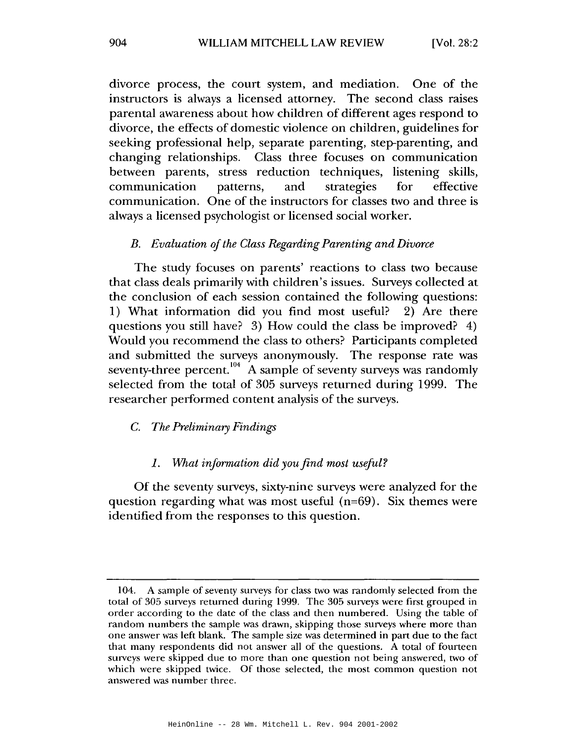divorce process, the court system, and mediation. One of the instructors is always a licensed attorney. The second class raises parental awareness about how children of different ages respond to divorce, the effects of domestic violence on children, guidelines for seeking professional help, separate parenting, step-parenting, and changing relationships. Class three focuses on communication between parents, stress reduction techniques, listening skills, communication patterns, and strategies for effective communication. One of the instructors for classes two and three is always a licensed psychologist or licensed social worker.

### *B. Evaluation of the Class Regarding Parenting and Divorce*

The study focuses on parents' reactions to class two because that class deals primarily with children's issues. Surveys collected at the conclusion of each session contained the following questions: 1) What information did you find most useful? 2) Are there questions you still have? 3) How could the class be improved? 4) Would you recommend the class to others? Participants completed and submitted the surveys anonymously. The response rate was seventy-three percent.[104] A sample of seventy surveys was randomly selected from the total of 305 surveys returned during 1999. The researcher performed content analysis of the surveys.

### *C. The Preliminary Findings*

#### *1. What information did you find most useful?*

Of the seventy surveys, sixty-nine surveys were analyzed for the question regarding what was most useful (n=69). Six themes were identified from the responses to this question.

---

104. A sample of seventy surveys for class two was randomly selected from the total of 305 surveys returned during 1999. The 305 surveys were first grouped in order according to the date of the class and then numbered. Using the table of random numbers the sample was drawn, skipping those surveys where more than one answer was left blank. The sample size was determined in part due to the fact that many respondents did not answer all of the questions. A total of fourteen surveys were skipped due to more than one question not being answered, two of which were skipped twice. Of those selected, the most common question not answered was number three.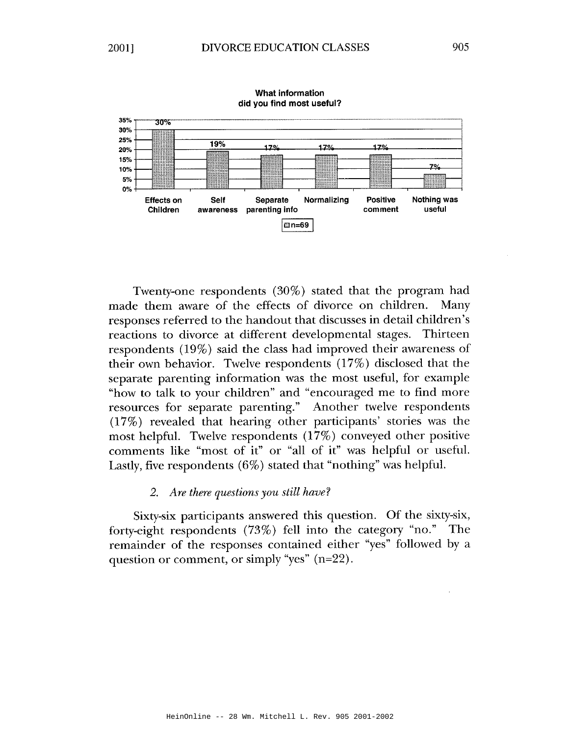**What information did you find most useful?**

| Effects on Children | Self awareness | Separate parenting info | Normalizing | Positive comment | Nothing was useful |
| --- | --- | --- | --- | --- | --- |
| 30% | 19% | 17% | 17% | 17% | 7% |

n=69

Twenty-one respondents (30%) stated that the program had made them aware of the effects of divorce on children. Many responses referred to the handout that discusses in detail children's reactions to divorce at different developmental stages. Thirteen respondents (19%) said the class had improved their awareness of their own behavior. Twelve respondents (17%) disclosed that the separate parenting information was the most useful, for example "how to talk to your children" and "encouraged me to find more resources for separate parenting." Another twelve respondents (17%) revealed that hearing other participants' stories was the most helpful. Twelve respondents (17%) conveyed other positive comments like "most of it" or "all of it" was helpful or useful. Lastly, five respondents (6%) stated that "nothing" was helpful.

### 2. *Are there questions you still have?*

Sixty-six participants answered this question. Of the sixty-six, forty-eight respondents (73%) fell into the category "no." The remainder of the responses contained either "yes" followed by a question or comment, or simply "yes" (n=22).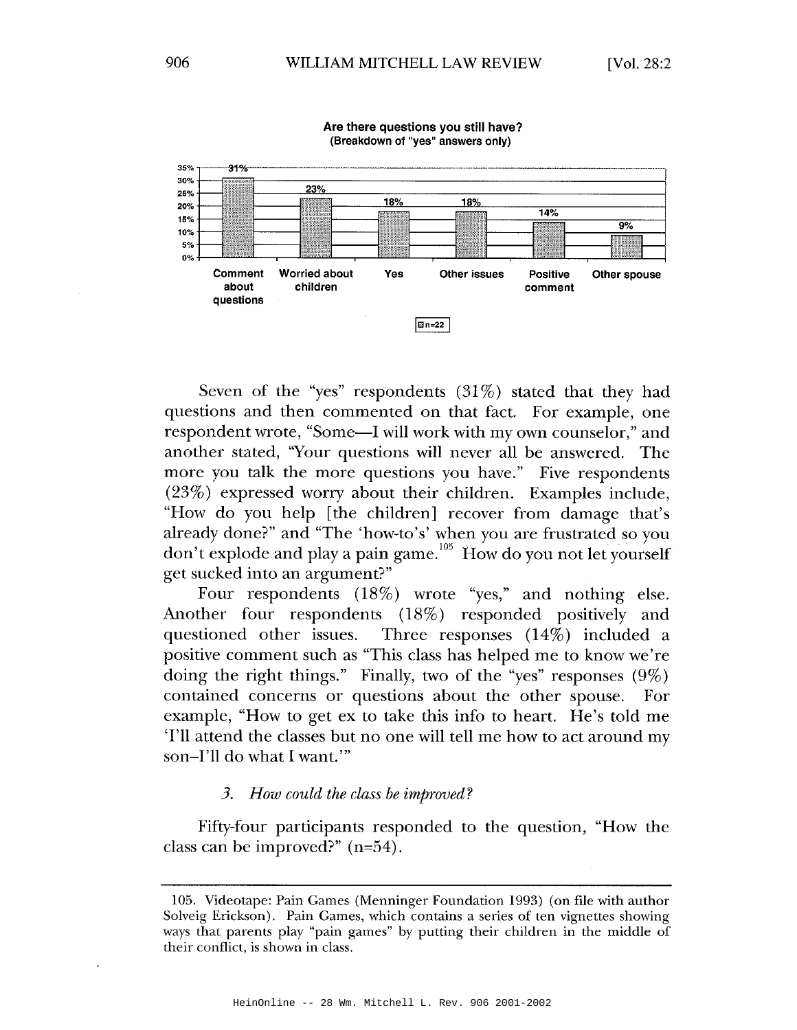**Are there questions you still have?**
**(Breakdown of "yes" answers only)**

| Comment about questions | Worried about children | Yes | Other issues | Positive comment | Other spouse |
|---|---|---|---|---|---|
| 31% | 23% | 18% | 18% | 14% | 9% |

n=22

Seven of the "yes" respondents (31%) stated that they had questions and then commented on that fact. For example, one respondent wrote, "Some—I will work with my own counselor," and another stated, "Your questions will never all be answered. The more you talk the more questions you have." Five respondents (23%) expressed worry about their children. Examples include, "How do you help [the children] recover from damage that's already done?" and "The 'how-to's' when you are frustrated so you don't explode and play a pain game.[105] How do you not let yourself get sucked into an argument?"

Four respondents (18%) wrote "yes," and nothing else. Another four respondents (18%) responded positively and questioned other issues. Three responses (14%) included a positive comment such as "This class has helped me to know we're doing the right things." Finally, two of the "yes" responses (9%) contained concerns or questions about the other spouse. For example, "How to get ex to take this info to heart. He's told me 'I'll attend the classes but no one will tell me how to act around my son–I'll do what I want.'"

### 3. *How could the class be improved?*

Fifty-four participants responded to the question, "How the class can be improved?" (n=54).

---

105. Videotape: Pain Games (Menninger Foundation 1993) (on file with author Solveig Erickson). Pain Games, which contains a series of ten vignettes showing ways that parents play "pain games" by putting their children in the middle of their conflict, is shown in class.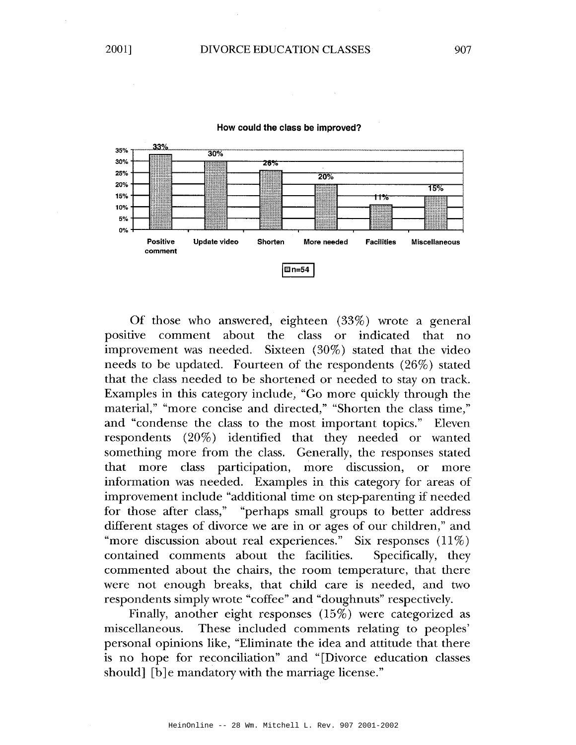**How could the class be improved?**

| Category | Percentage |
|---|---|
| Positive comment | 33% |
| Update video | 30% |
| Shorten | 26% |
| More needed | 20% |
| Facilities | 11% |
| Miscellaneous | 15% |

n=54

Of those who answered, eighteen (33%) wrote a general positive comment about the class or indicated that no improvement was needed. Sixteen (30%) stated that the video needs to be updated. Fourteen of the respondents (26%) stated that the class needed to be shortened or needed to stay on track. Examples in this category include, "Go more quickly through the material," "more concise and directed," "Shorten the class time," and "condense the class to the most important topics." Eleven respondents (20%) identified that they needed or wanted something more from the class. Generally, the responses stated that more class participation, more discussion, or more information was needed. Examples in this category for areas of improvement include "additional time on step-parenting if needed for those after class," "perhaps small groups to better address different stages of divorce we are in or ages of our children," and "more discussion about real experiences." Six responses (11%) contained comments about the facilities. Specifically, they commented about the chairs, the room temperature, that there were not enough breaks, that child care is needed, and two respondents simply wrote "coffee" and "doughnuts" respectively.

Finally, another eight responses (15%) were categorized as miscellaneous. These included comments relating to peoples' personal opinions like, "Eliminate the idea and attitude that there is no hope for reconciliation" and "[Divorce education classes should] [b]e mandatory with the marriage license."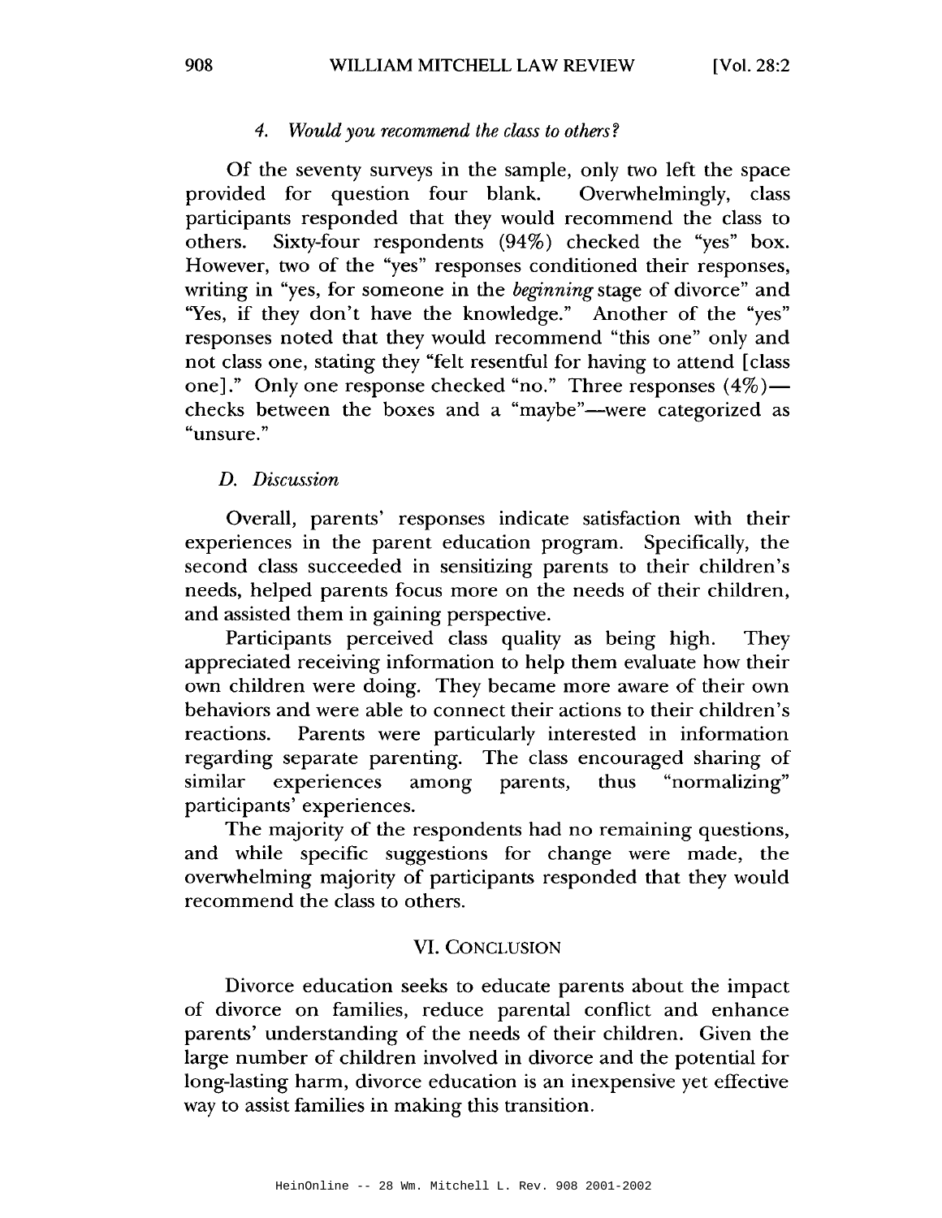#### 4. *Would you recommend the class to others?*

Of the seventy surveys in the sample, only two left the space provided for question four blank. Overwhelmingly, class participants responded that they would recommend the class to others. Sixty-four respondents (94%) checked the "yes" box. However, two of the "yes" responses conditioned their responses, writing in "yes, for someone in the *beginning* stage of divorce" and "Yes, if they don't have the knowledge." Another of the "yes" responses noted that they would recommend "this one" only and not class one, stating they "felt resentful for having to attend [class one]." Only one response checked "no." Three responses (4%)—checks between the boxes and a "maybe"—were categorized as "unsure."

### *D. Discussion*

Overall, parents' responses indicate satisfaction with their experiences in the parent education program. Specifically, the second class succeeded in sensitizing parents to their children's needs, helped parents focus more on the needs of their children, and assisted them in gaining perspective.

Participants perceived class quality as being high. They appreciated receiving information to help them evaluate how their own children were doing. They became more aware of their own behaviors and were able to connect their actions to their children's reactions. Parents were particularly interested in information regarding separate parenting. The class encouraged sharing of similar experiences among parents, thus "normalizing" participants' experiences.

The majority of the respondents had no remaining questions, and while specific suggestions for change were made, the overwhelming majority of participants responded that they would recommend the class to others.

## VI. CONCLUSION

Divorce education seeks to educate parents about the impact of divorce on families, reduce parental conflict and enhance parents' understanding of the needs of their children. Given the large number of children involved in divorce and the potential for long-lasting harm, divorce education is an inexpensive yet effective way to assist families in making this transition.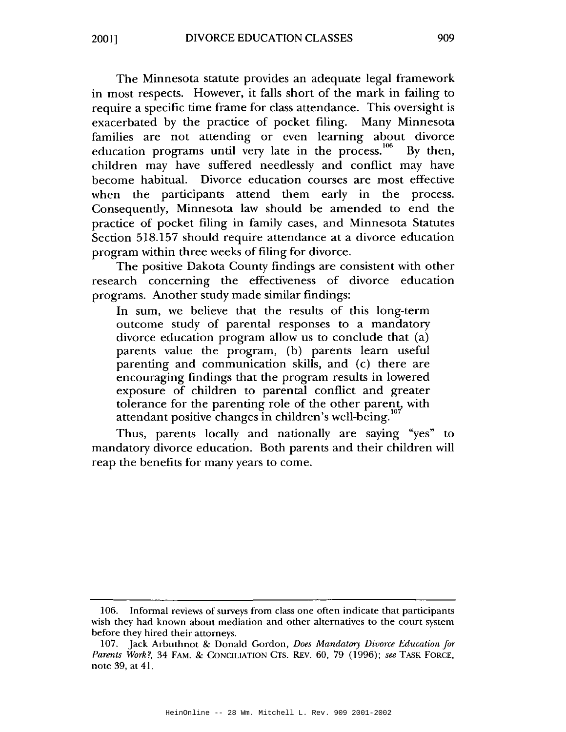The Minnesota statute provides an adequate legal framework in most respects. However, it falls short of the mark in failing to require a specific time frame for class attendance. This oversight is exacerbated by the practice of pocket filing. Many Minnesota families are not attending or even learning about divorce education programs until very late in the process.[106] By then, children may have suffered needlessly and conflict may have become habitual. Divorce education courses are most effective when the participants attend them early in the process. Consequently, Minnesota law should be amended to end the practice of pocket filing in family cases, and Minnesota Statutes Section 518.157 should require attendance at a divorce education program within three weeks of filing for divorce.

The positive Dakota County findings are consistent with other research concerning the effectiveness of divorce education programs. Another study made similar findings:

> In sum, we believe that the results of this long-term outcome study of parental responses to a mandatory divorce education program allow us to conclude that (a) parents value the program, (b) parents learn useful parenting and communication skills, and (c) there are encouraging findings that the program results in lowered exposure of children to parental conflict and greater tolerance for the parenting role of the other parent, with attendant positive changes in children's well-being.[107]

Thus, parents locally and nationally are saying "yes" to mandatory divorce education. Both parents and their children will reap the benefits for many years to come.

---

106. Informal reviews of surveys from class one often indicate that participants wish they had known about mediation and other alternatives to the court system before they hired their attorneys.

107. Jack Arbuthnot & Donald Gordon, *Does Mandatory Divorce Education for Parents Work?*, 34 FAM. & CONCILIATION CTS. REV. 60, 79 (1996); *see* TASK FORCE, note 39, at 41.